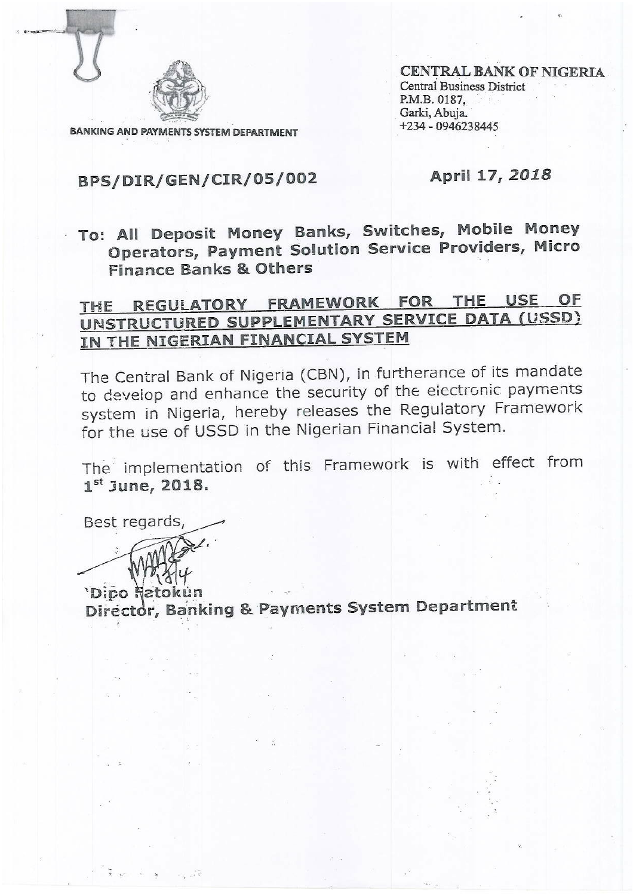BANKING AND PAYMENTS SYSTEM DEPARTMENT

**CENTRAL BANK OF NIGERIA**
Central Business District
P.M.B. 0187,
Garki, Abuja.
+234 - 0946238445

**BPS/DIR/GEN/CIR/05/002**

**April 17, *2018***

**To: All Deposit Money Banks, Switches, Mobile Money Operators, Payment Solution Service Providers, Micro Finance Banks & Others**

## THE REGULATORY FRAMEWORK FOR THE USE OF UNSTRUCTURED SUPPLEMENTARY SERVICE DATA (USSD) IN THE NIGERIAN FINANCIAL SYSTEM

The Central Bank of Nigeria (CBN), in furtherance of its mandate to develop and enhance the security of the electronic payments system in Nigeria, hereby releases the Regulatory Framework for the use of USSD in the Nigerian Financial System.

The implementation of this Framework is with effect from **1st June, 2018.**

Best regards,

'Dipo Fatokun
**Director, Banking & Payments System Department**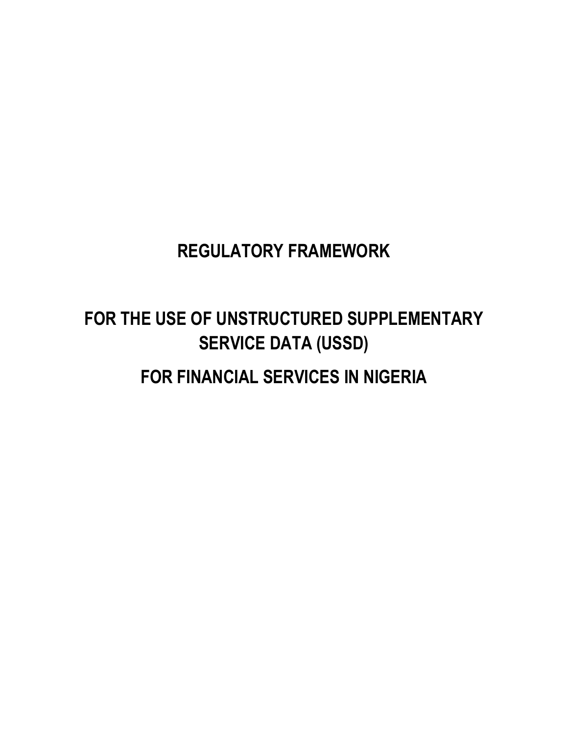# REGULATORY FRAMEWORK

# FOR THE USE OF UNSTRUCTURED SUPPLEMENTARY SERVICE DATA (USSD)

# FOR FINANCIAL SERVICES IN NIGERIA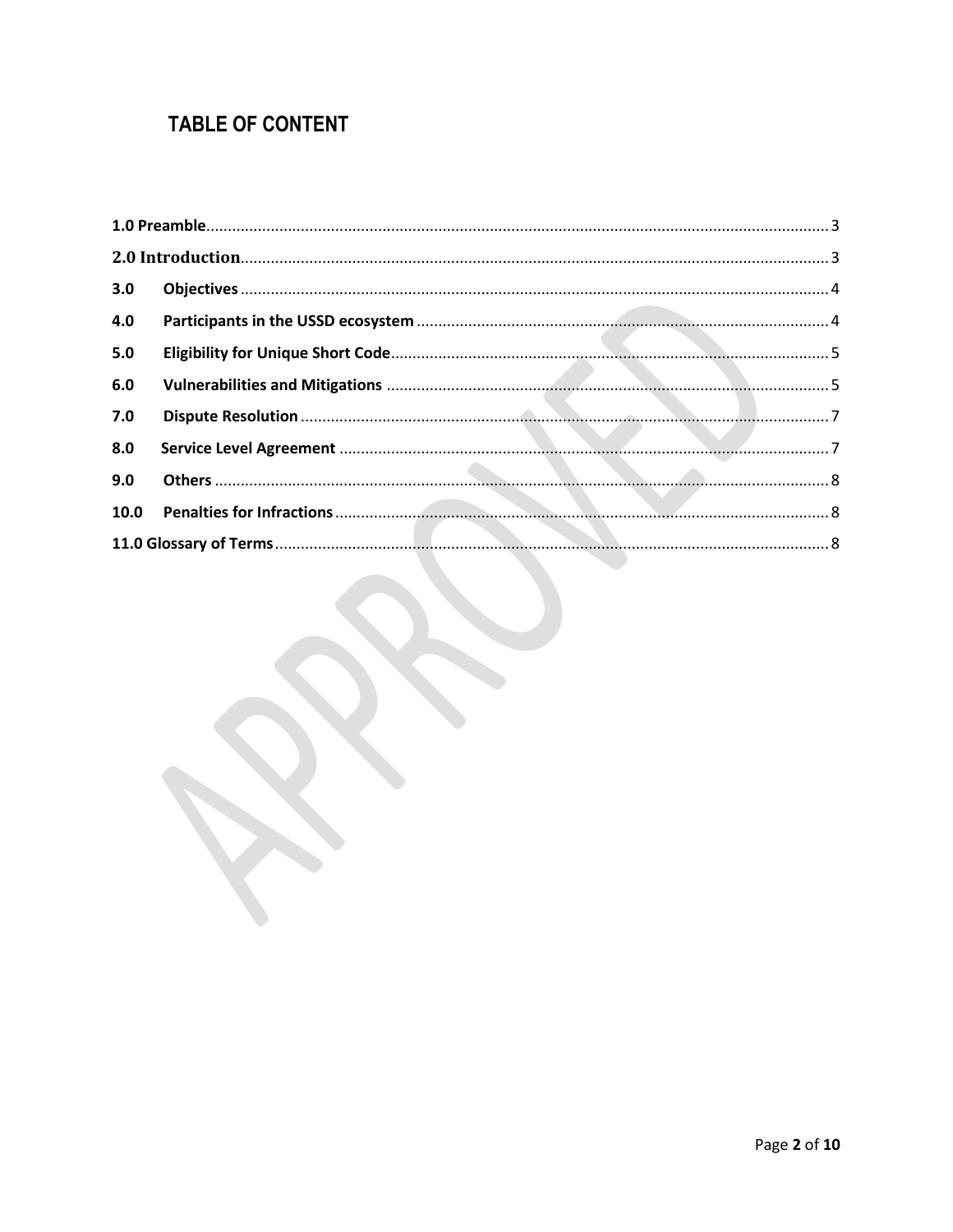# TABLE OF CONTENT

**1.0 Preamble** .......... 3

**2.0 Introduction** .......... 3

**3.0 Objectives** .......... 4

**4.0 Participants in the USSD ecosystem** .......... 4

**5.0 Eligibility for Unique Short Code** .......... 5

**6.0 Vulnerabilities and Mitigations** .......... 5

**7.0 Dispute Resolution** .......... 7

**8.0 Service Level Agreement** .......... 7

**9.0 Others** .......... 8

**10.0 Penalties for Infractions** .......... 8

**11.0 Glossary of Terms** .......... 8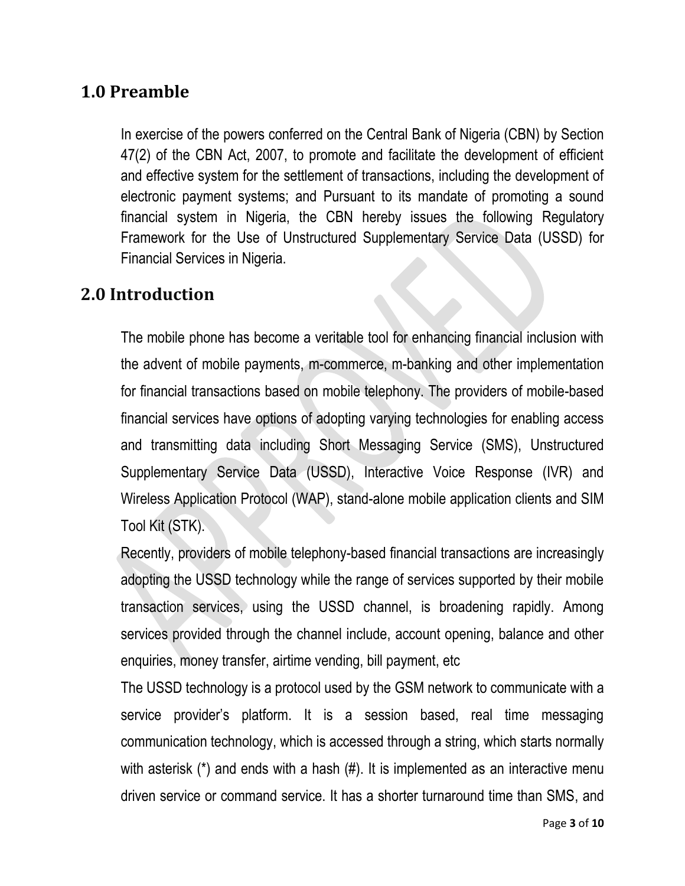## 1.0 Preamble

In exercise of the powers conferred on the Central Bank of Nigeria (CBN) by Section 47(2) of the CBN Act, 2007, to promote and facilitate the development of efficient and effective system for the settlement of transactions, including the development of electronic payment systems; and Pursuant to its mandate of promoting a sound financial system in Nigeria, the CBN hereby issues the following Regulatory Framework for the Use of Unstructured Supplementary Service Data (USSD) for Financial Services in Nigeria.

## 2.0 Introduction

The mobile phone has become a veritable tool for enhancing financial inclusion with the advent of mobile payments, m-commerce, m-banking and other implementation for financial transactions based on mobile telephony. The providers of mobile-based financial services have options of adopting varying technologies for enabling access and transmitting data including Short Messaging Service (SMS), Unstructured Supplementary Service Data (USSD), Interactive Voice Response (IVR) and Wireless Application Protocol (WAP), stand-alone mobile application clients and SIM Tool Kit (STK).

Recently, providers of mobile telephony-based financial transactions are increasingly adopting the USSD technology while the range of services supported by their mobile transaction services, using the USSD channel, is broadening rapidly. Among services provided through the channel include, account opening, balance and other enquiries, money transfer, airtime vending, bill payment, etc

The USSD technology is a protocol used by the GSM network to communicate with a service provider's platform. It is a session based, real time messaging communication technology, which is accessed through a string, which starts normally with asterisk (*) and ends with a hash (#). It is implemented as an interactive menu driven service or command service. It has a shorter turnaround time than SMS, and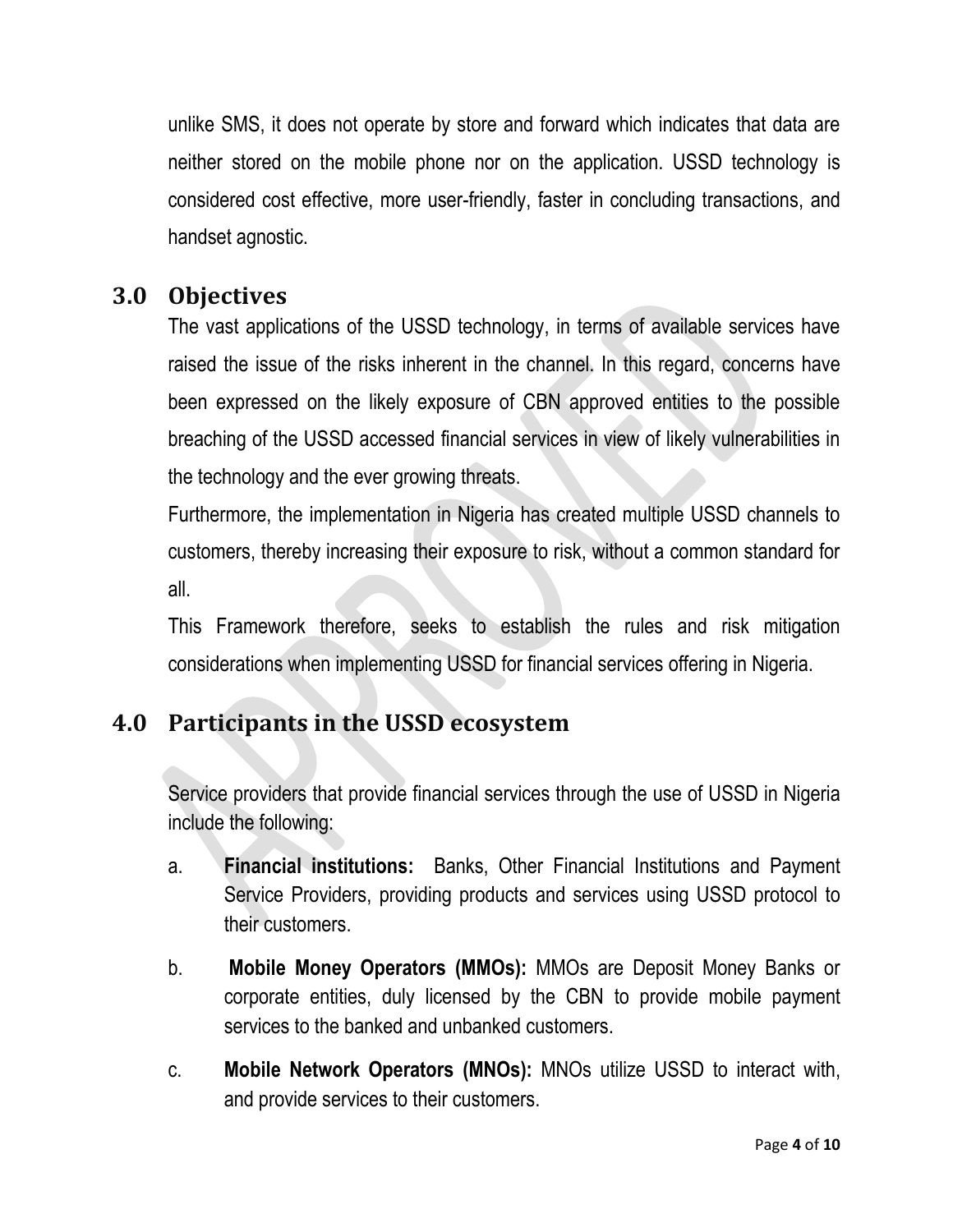unlike SMS, it does not operate by store and forward which indicates that data are neither stored on the mobile phone nor on the application. USSD technology is considered cost effective, more user-friendly, faster in concluding transactions, and handset agnostic.

## 3.0 Objectives

The vast applications of the USSD technology, in terms of available services have raised the issue of the risks inherent in the channel. In this regard, concerns have been expressed on the likely exposure of CBN approved entities to the possible breaching of the USSD accessed financial services in view of likely vulnerabilities in the technology and the ever growing threats.

Furthermore, the implementation in Nigeria has created multiple USSD channels to customers, thereby increasing their exposure to risk, without a common standard for all.

This Framework therefore, seeks to establish the rules and risk mitigation considerations when implementing USSD for financial services offering in Nigeria.

## 4.0 Participants in the USSD ecosystem

Service providers that provide financial services through the use of USSD in Nigeria include the following:

a. **Financial institutions:** Banks, Other Financial Institutions and Payment Service Providers, providing products and services using USSD protocol to their customers.

b. **Mobile Money Operators (MMOs):** MMOs are Deposit Money Banks or corporate entities, duly licensed by the CBN to provide mobile payment services to the banked and unbanked customers.

c. **Mobile Network Operators (MNOs):** MNOs utilize USSD to interact with, and provide services to their customers.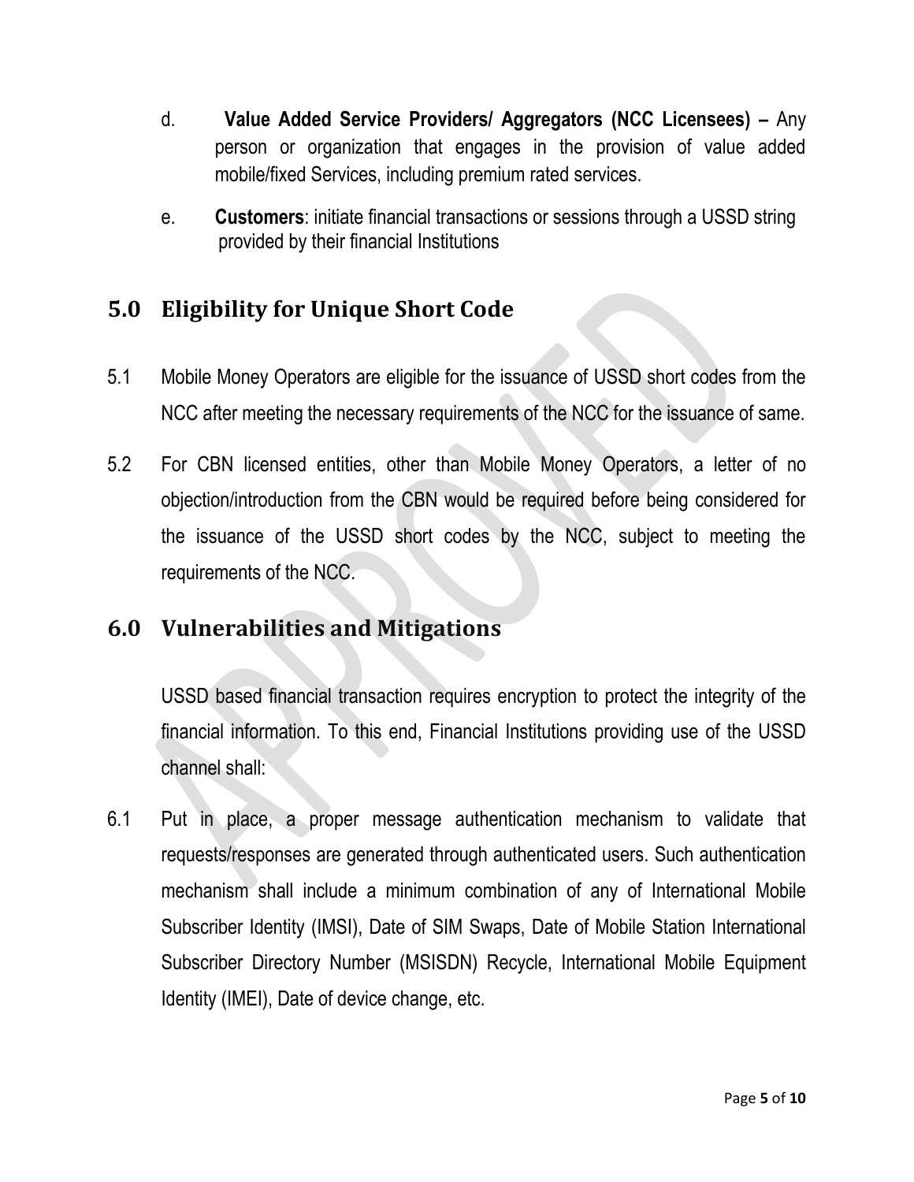d. **Value Added Service Providers/ Aggregators (NCC Licensees) –** Any person or organization that engages in the provision of value added mobile/fixed Services, including premium rated services.

e. **Customers**: initiate financial transactions or sessions through a USSD string provided by their financial Institutions

## 5.0 Eligibility for Unique Short Code

5.1 Mobile Money Operators are eligible for the issuance of USSD short codes from the NCC after meeting the necessary requirements of the NCC for the issuance of same.

5.2 For CBN licensed entities, other than Mobile Money Operators, a letter of no objection/introduction from the CBN would be required before being considered for the issuance of the USSD short codes by the NCC, subject to meeting the requirements of the NCC.

## 6.0 Vulnerabilities and Mitigations

USSD based financial transaction requires encryption to protect the integrity of the financial information. To this end, Financial Institutions providing use of the USSD channel shall:

6.1 Put in place, a proper message authentication mechanism to validate that requests/responses are generated through authenticated users. Such authentication mechanism shall include a minimum combination of any of International Mobile Subscriber Identity (IMSI), Date of SIM Swaps, Date of Mobile Station International Subscriber Directory Number (MSISDN) Recycle, International Mobile Equipment Identity (IMEI), Date of device change, etc.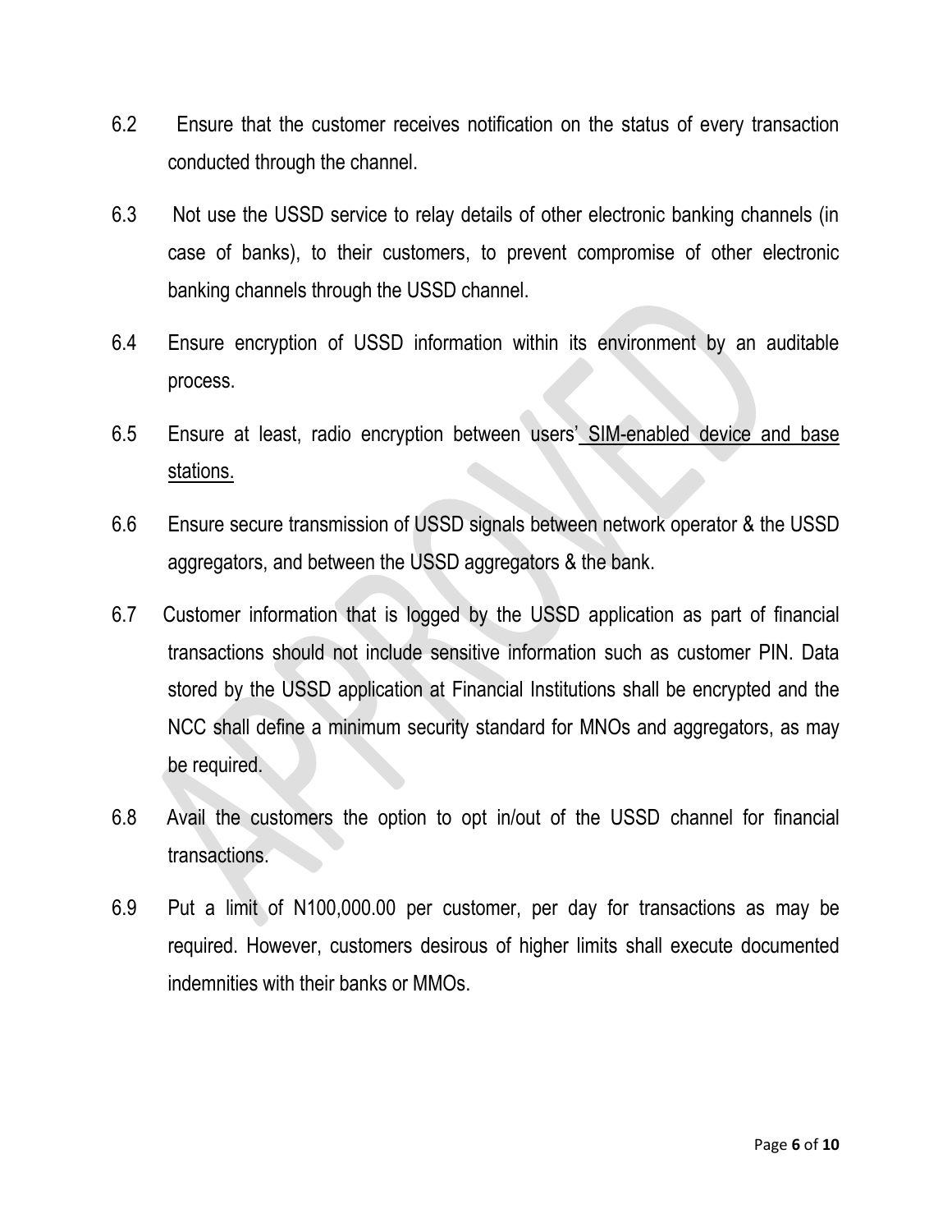6.2 Ensure that the customer receives notification on the status of every transaction conducted through the channel.

6.3 Not use the USSD service to relay details of other electronic banking channels (in case of banks), to their customers, to prevent compromise of other electronic banking channels through the USSD channel.

6.4 Ensure encryption of USSD information within its environment by an auditable process.

6.5 Ensure at least, radio encryption between users' SIM-enabled device and base stations.

6.6 Ensure secure transmission of USSD signals between network operator & the USSD aggregators, and between the USSD aggregators & the bank.

6.7 Customer information that is logged by the USSD application as part of financial transactions should not include sensitive information such as customer PIN. Data stored by the USSD application at Financial Institutions shall be encrypted and the NCC shall define a minimum security standard for MNOs and aggregators, as may be required.

6.8 Avail the customers the option to opt in/out of the USSD channel for financial transactions.

6.9 Put a limit of N100,000.00 per customer, per day for transactions as may be required. However, customers desirous of higher limits shall execute documented indemnities with their banks or MMOs.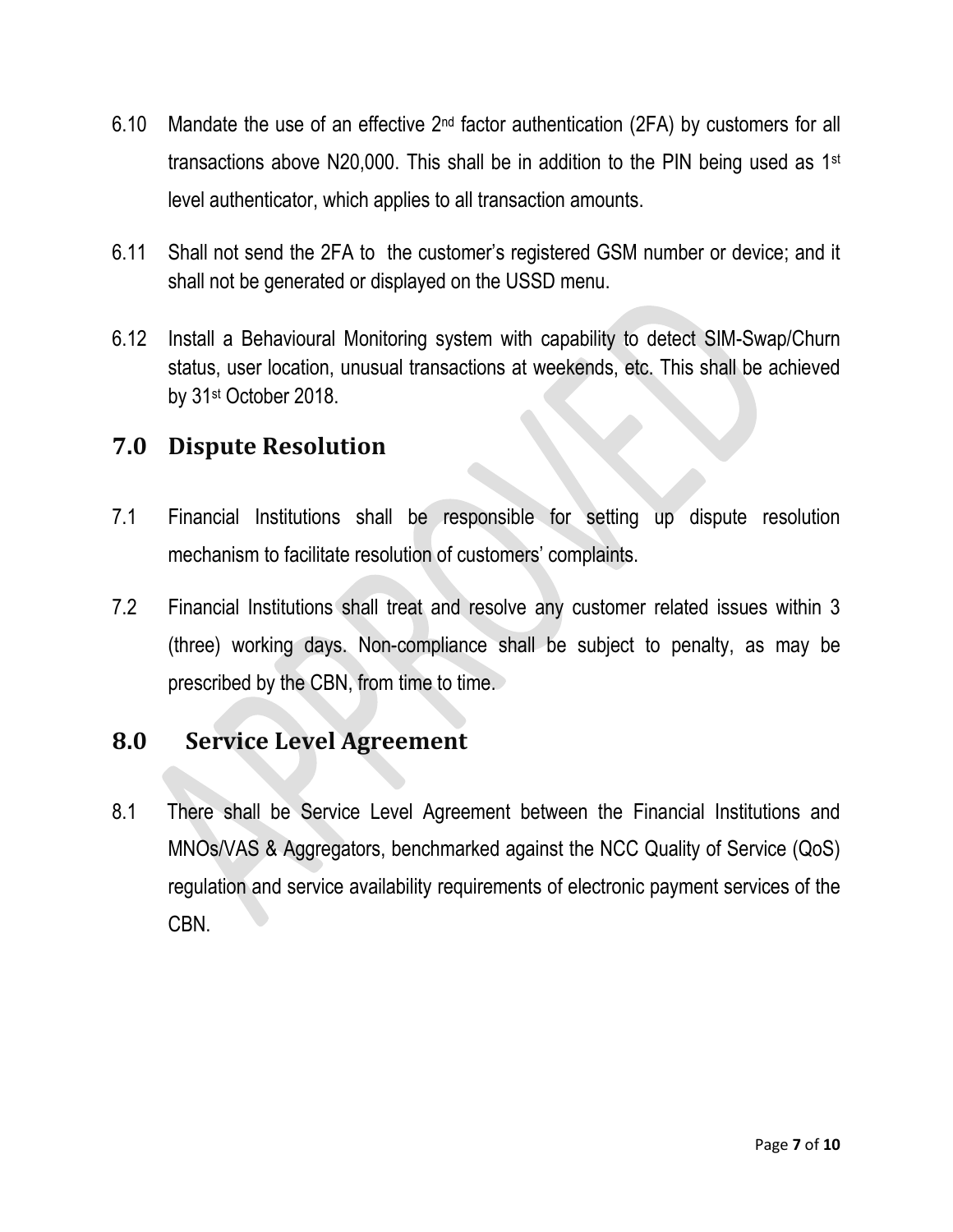6.10 Mandate the use of an effective 2nd factor authentication (2FA) by customers for all transactions above N20,000. This shall be in addition to the PIN being used as 1st level authenticator, which applies to all transaction amounts.

6.11 Shall not send the 2FA to the customer's registered GSM number or device; and it shall not be generated or displayed on the USSD menu.

6.12 Install a Behavioural Monitoring system with capability to detect SIM-Swap/Churn status, user location, unusual transactions at weekends, etc. This shall be achieved by 31st October 2018.

## 7.0 Dispute Resolution

7.1 Financial Institutions shall be responsible for setting up dispute resolution mechanism to facilitate resolution of customers' complaints.

7.2 Financial Institutions shall treat and resolve any customer related issues within 3 (three) working days. Non-compliance shall be subject to penalty, as may be prescribed by the CBN, from time to time.

## 8.0 Service Level Agreement

8.1 There shall be Service Level Agreement between the Financial Institutions and MNOs/VAS & Aggregators, benchmarked against the NCC Quality of Service (QoS) regulation and service availability requirements of electronic payment services of the CBN.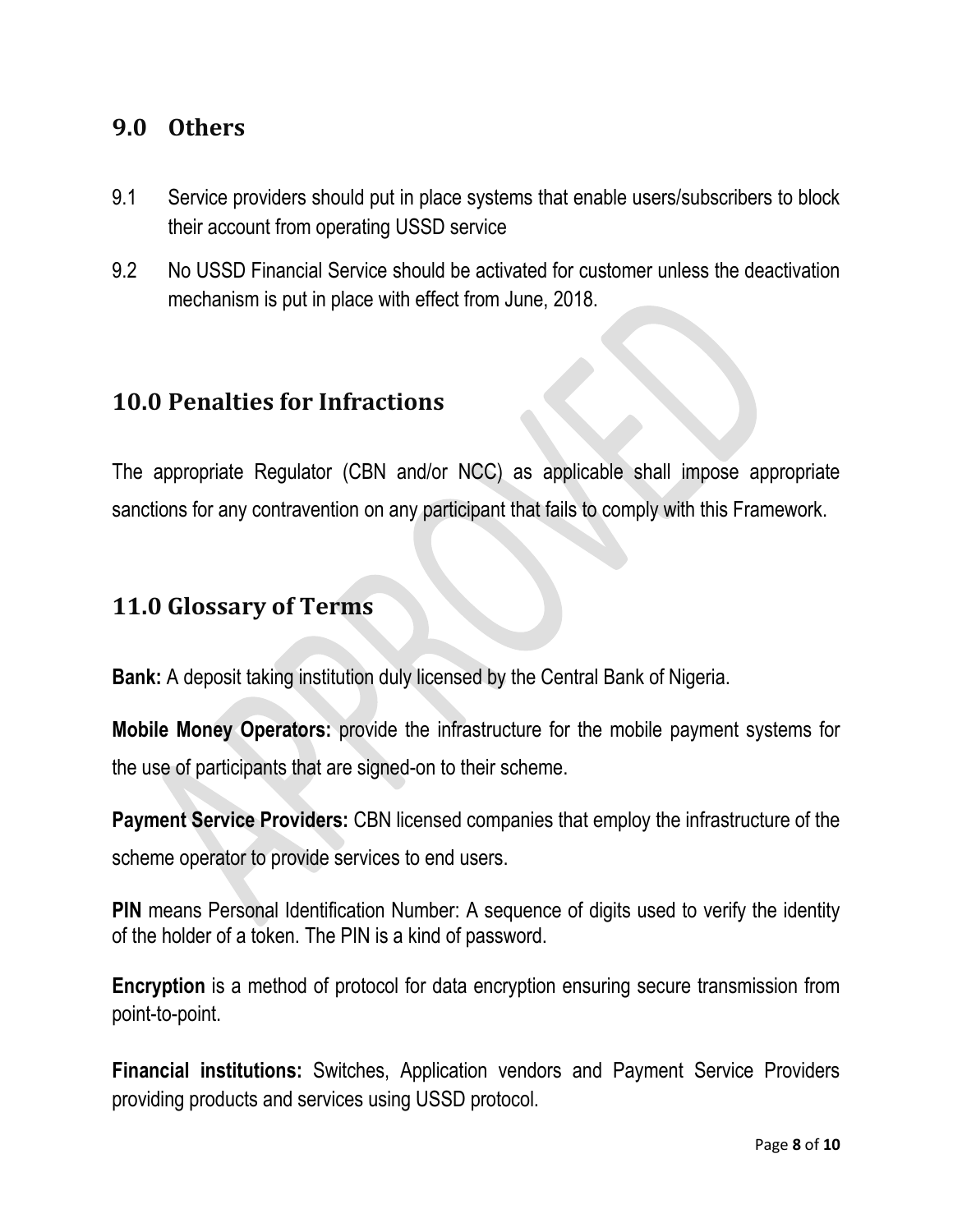## 9.0 Others

9.1 Service providers should put in place systems that enable users/subscribers to block their account from operating USSD service

9.2 No USSD Financial Service should be activated for customer unless the deactivation mechanism is put in place with effect from June, 2018.

## 10.0 Penalties for Infractions

The appropriate Regulator (CBN and/or NCC) as applicable shall impose appropriate sanctions for any contravention on any participant that fails to comply with this Framework.

## 11.0 Glossary of Terms

**Bank:** A deposit taking institution duly licensed by the Central Bank of Nigeria.

**Mobile Money Operators:** provide the infrastructure for the mobile payment systems for the use of participants that are signed-on to their scheme.

**Payment Service Providers:** CBN licensed companies that employ the infrastructure of the scheme operator to provide services to end users.

**PIN** means Personal Identification Number: A sequence of digits used to verify the identity of the holder of a token. The PIN is a kind of password.

**Encryption** is a method of protocol for data encryption ensuring secure transmission from point-to-point.

**Financial institutions:** Switches, Application vendors and Payment Service Providers providing products and services using USSD protocol.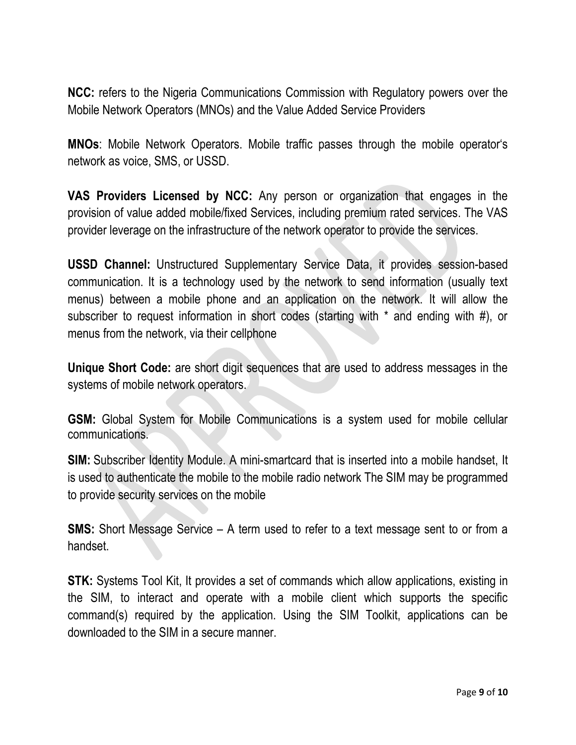**NCC:** refers to the Nigeria Communications Commission with Regulatory powers over the Mobile Network Operators (MNOs) and the Value Added Service Providers

**MNOs**: Mobile Network Operators. Mobile traffic passes through the mobile operator's network as voice, SMS, or USSD.

**VAS Providers Licensed by NCC:** Any person or organization that engages in the provision of value added mobile/fixed Services, including premium rated services. The VAS provider leverage on the infrastructure of the network operator to provide the services.

**USSD Channel:** Unstructured Supplementary Service Data, it provides session-based communication. It is a technology used by the network to send information (usually text menus) between a mobile phone and an application on the network. It will allow the subscriber to request information in short codes (starting with * and ending with #), or menus from the network, via their cellphone

**Unique Short Code:** are short digit sequences that are used to address messages in the systems of mobile network operators.

**GSM:** Global System for Mobile Communications is a system used for mobile cellular communications.

**SIM:** Subscriber Identity Module. A mini-smartcard that is inserted into a mobile handset, It is used to authenticate the mobile to the mobile radio network The SIM may be programmed to provide security services on the mobile

**SMS:** Short Message Service – A term used to refer to a text message sent to or from a handset.

**STK:** Systems Tool Kit, It provides a set of commands which allow applications, existing in the SIM, to interact and operate with a mobile client which supports the specific command(s) required by the application. Using the SIM Toolkit, applications can be downloaded to the SIM in a secure manner.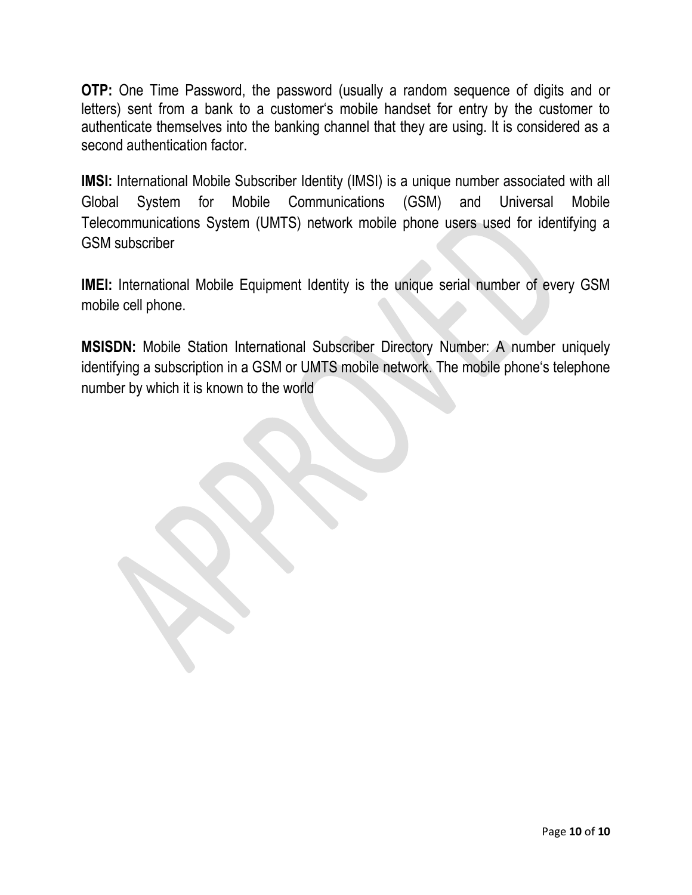**OTP:** One Time Password, the password (usually a random sequence of digits and or letters) sent from a bank to a customer's mobile handset for entry by the customer to authenticate themselves into the banking channel that they are using. It is considered as a second authentication factor.

**IMSI:** International Mobile Subscriber Identity (IMSI) is a unique number associated with all Global System for Mobile Communications (GSM) and Universal Mobile Telecommunications System (UMTS) network mobile phone users used for identifying a GSM subscriber

**IMEI:** International Mobile Equipment Identity is the unique serial number of every GSM mobile cell phone.

**MSISDN:** Mobile Station International Subscriber Directory Number: A number uniquely identifying a subscription in a GSM or UMTS mobile network. The mobile phone's telephone number by which it is known to the world